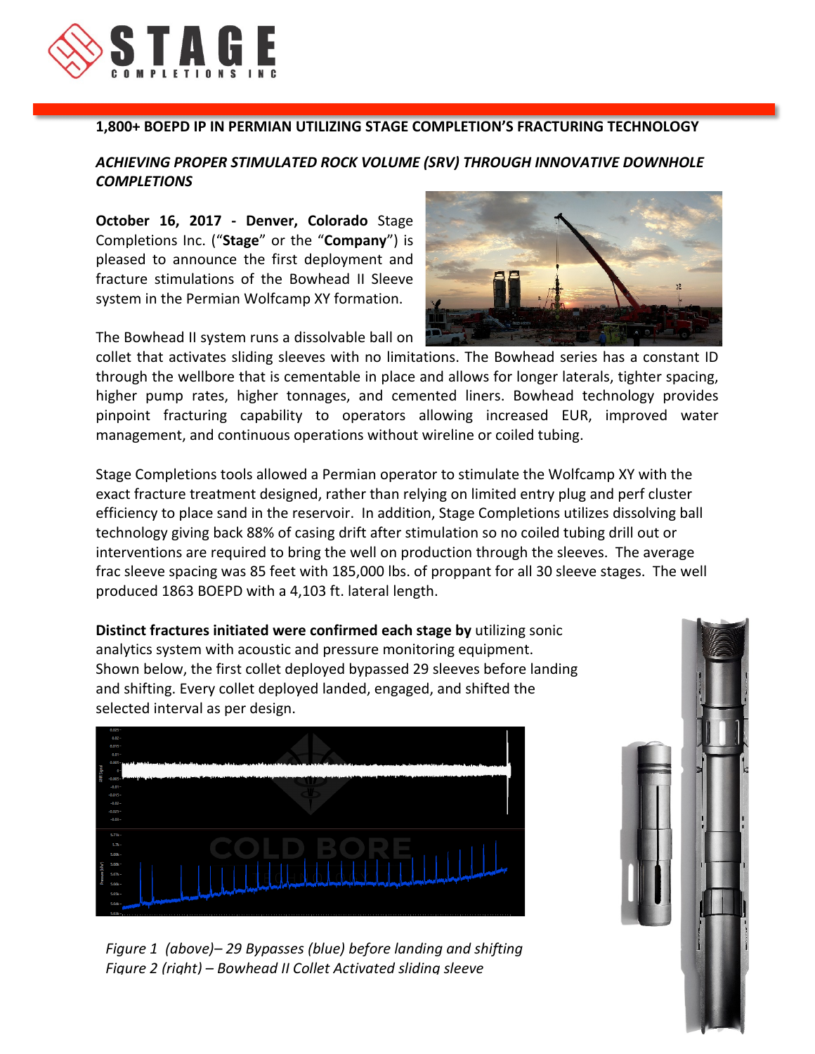**1,800+ BOEPD IP IN PERMIAN UTILIZING STAGE COMPLETION'S FRACTURING TECHNOLOGY**

***ACHIEVING PROPER STIMULATED ROCK VOLUME (SRV) THROUGH INNOVATIVE DOWNHOLE COMPLETIONS***

**October 16, 2017 - Denver, Colorado** Stage Completions Inc. ("**Stage**" or the "**Company**") is pleased to announce the first deployment and fracture stimulations of the Bowhead II Sleeve system in the Permian Wolfcamp XY formation.

The Bowhead II system runs a dissolvable ball on collet that activates sliding sleeves with no limitations. The Bowhead series has a constant ID through the wellbore that is cementable in place and allows for longer laterals, tighter spacing, higher pump rates, higher tonnages, and cemented liners. Bowhead technology provides pinpoint fracturing capability to operators allowing increased EUR, improved water management, and continuous operations without wireline or coiled tubing.

Stage Completions tools allowed a Permian operator to stimulate the Wolfcamp XY with the exact fracture treatment designed, rather than relying on limited entry plug and perf cluster efficiency to place sand in the reservoir. In addition, Stage Completions utilizes dissolving ball technology giving back 88% of casing drift after stimulation so no coiled tubing drill out or interventions are required to bring the well on production through the sleeves. The average frac sleeve spacing was 85 feet with 185,000 lbs. of proppant for all 30 sleeve stages. The well produced 1863 BOEPD with a 4,103 ft. lateral length.

**Distinct fractures initiated were confirmed each stage by** utilizing sonic analytics system with acoustic and pressure monitoring equipment. Shown below, the first collet deployed bypassed 29 sleeves before landing and shifting. Every collet deployed landed, engaged, and shifted the selected interval as per design.

*Figure 1 (above)– 29 Bypasses (blue) before landing and shifting*
*Figure 2 (right) – Bowhead II Collet Activated sliding sleeve*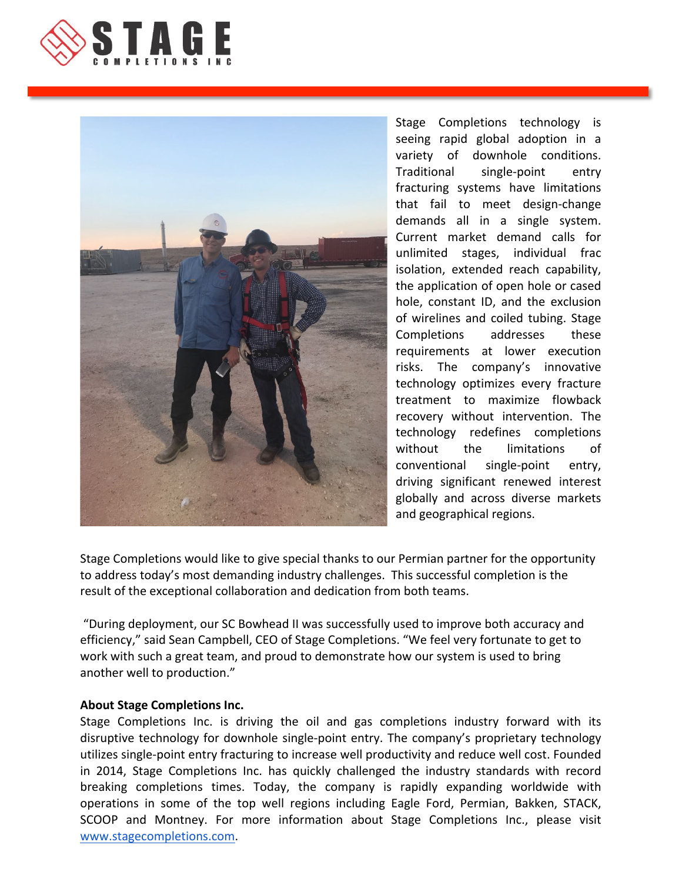Stage Completions technology is seeing rapid global adoption in a variety of downhole conditions. Traditional single-point entry fracturing systems have limitations that fail to meet design-change demands all in a single system. Current market demand calls for unlimited stages, individual frac isolation, extended reach capability, the application of open hole or cased hole, constant ID, and the exclusion of wirelines and coiled tubing. Stage Completions addresses these requirements at lower execution risks. The company's innovative technology optimizes every fracture treatment to maximize flowback recovery without intervention. The technology redefines completions without the limitations of conventional single-point entry, driving significant renewed interest globally and across diverse markets and geographical regions.

Stage Completions would like to give special thanks to our Permian partner for the opportunity to address today's most demanding industry challenges. This successful completion is the result of the exceptional collaboration and dedication from both teams.

"During deployment, our SC Bowhead II was successfully used to improve both accuracy and efficiency," said Sean Campbell, CEO of Stage Completions. "We feel very fortunate to get to work with such a great team, and proud to demonstrate how our system is used to bring another well to production."

**About Stage Completions Inc.**

Stage Completions Inc. is driving the oil and gas completions industry forward with its disruptive technology for downhole single-point entry. The company's proprietary technology utilizes single-point entry fracturing to increase well productivity and reduce well cost. Founded in 2014, Stage Completions Inc. has quickly challenged the industry standards with record breaking completions times. Today, the company is rapidly expanding worldwide with operations in some of the top well regions including Eagle Ford, Permian, Bakken, STACK, SCOOP and Montney. For more information about Stage Completions Inc., please visit [www.stagecompletions.com](http://www.stagecompletions.com).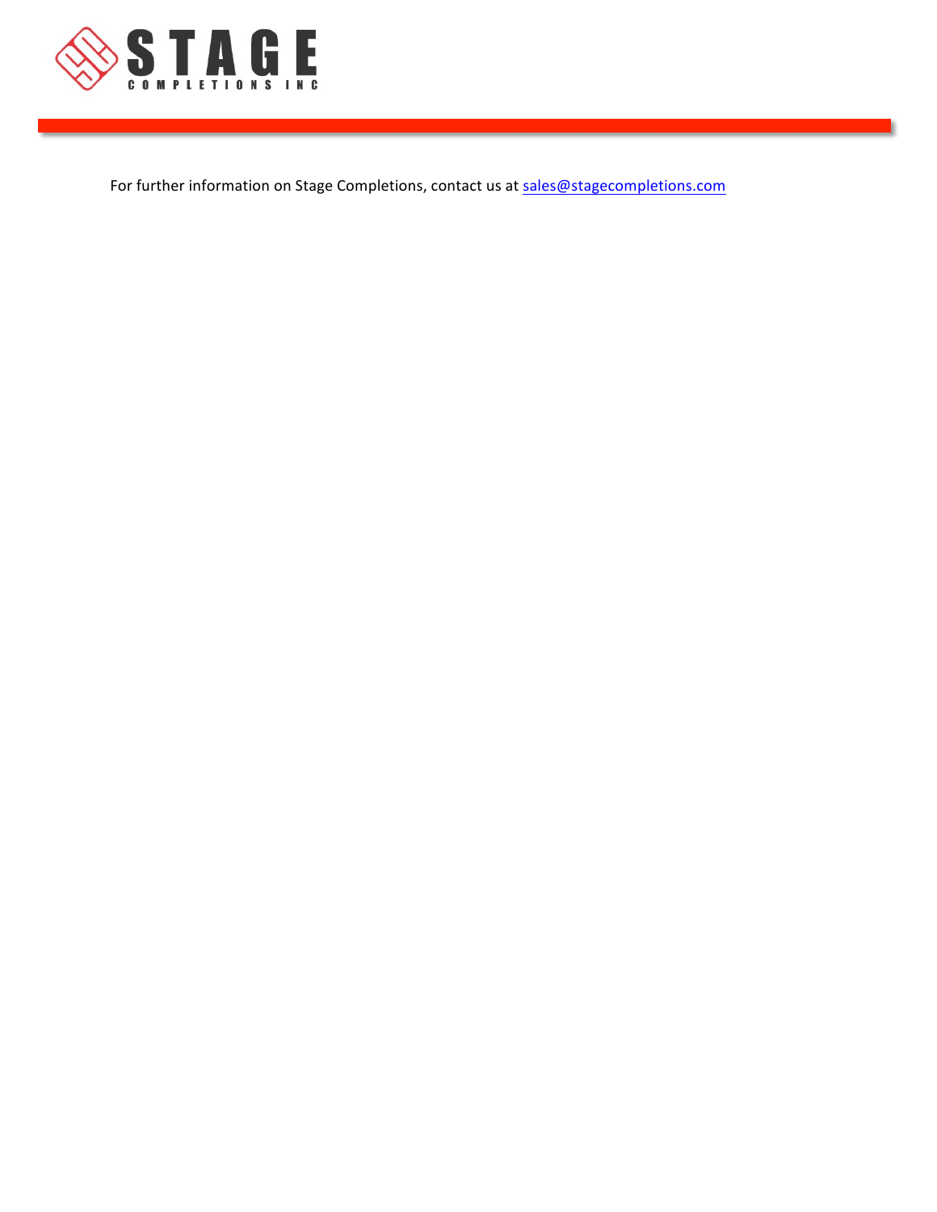For further information on Stage Completions, contact us at sales@stagecompletions.com